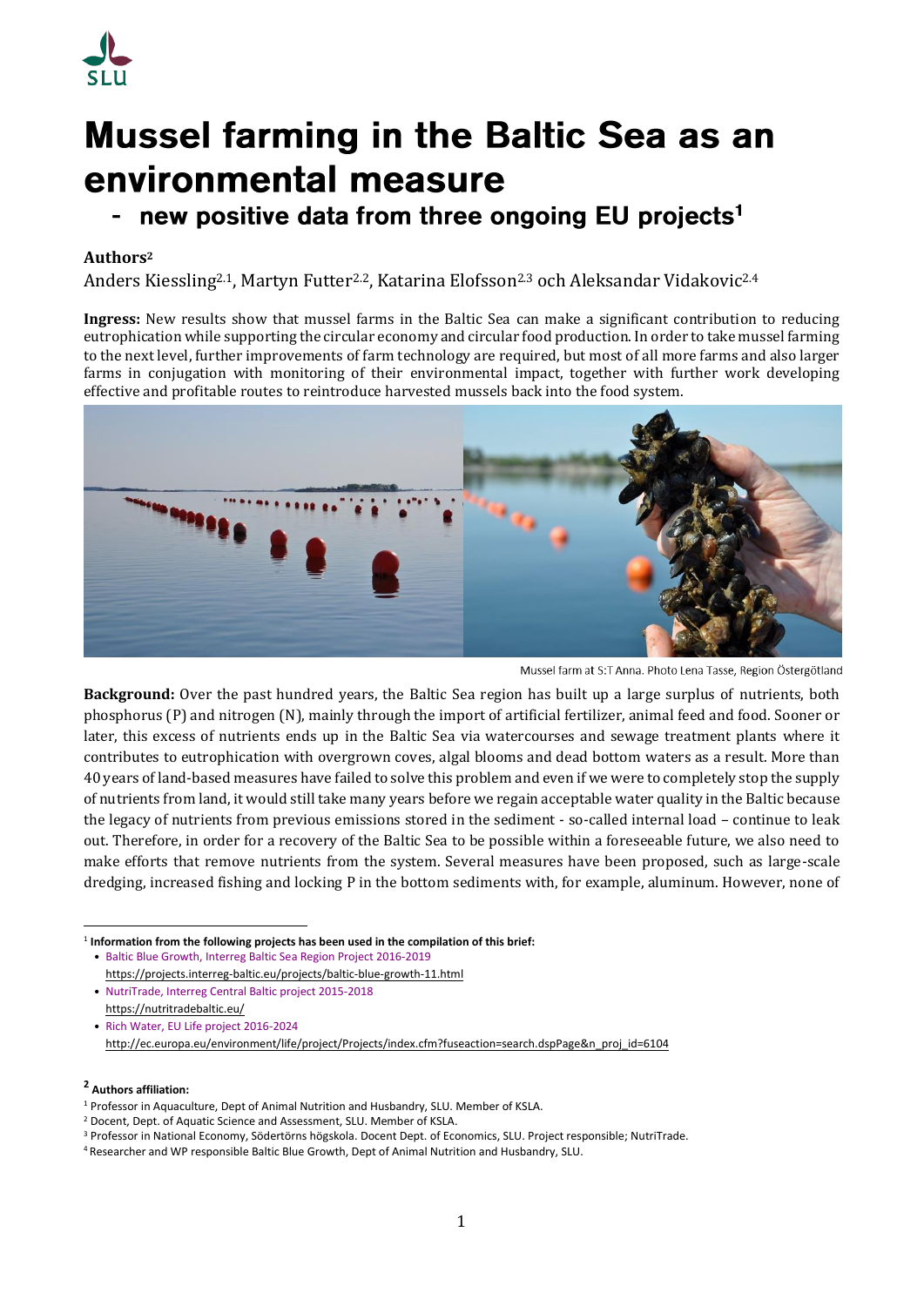# Mussel farming in the Baltic Sea as an environmental measure

## - new positive data from three ongoing EU projects[1]

**Authors[2]**

Anders Kiessling[2.1], Martyn Futter[2.2], Katarina Elofsson[2.3] och Aleksandar Vidakovic[2.4]

**Ingress:** New results show that mussel farms in the Baltic Sea can make a significant contribution to reducing eutrophication while supporting the circular economy and circular food production. In order to take mussel farming to the next level, further improvements of farm technology are required, but most of all more farms and also larger farms in conjugation with monitoring of their environmental impact, together with further work developing effective and profitable routes to reintroduce harvested mussels back into the food system.

Mussel farm at S:T Anna. Photo Lena Tasse, Region Östergötland

**Background:** Over the past hundred years, the Baltic Sea region has built up a large surplus of nutrients, both phosphorus (P) and nitrogen (N), mainly through the import of artificial fertilizer, animal feed and food. Sooner or later, this excess of nutrients ends up in the Baltic Sea via watercourses and sewage treatment plants where it contributes to eutrophication with overgrown coves, algal blooms and dead bottom waters as a result. More than 40 years of land-based measures have failed to solve this problem and even if we were to completely stop the supply of nutrients from land, it would still take many years before we regain acceptable water quality in the Baltic because the legacy of nutrients from previous emissions stored in the sediment - so-called internal load – continue to leak out. Therefore, in order for a recovery of the Baltic Sea to be possible within a foreseeable future, we also need to make efforts that remove nutrients from the system. Several measures have been proposed, such as large-scale dredging, increased fishing and locking P in the bottom sediments with, for example, aluminum. However, none of

---

[1] **Information from the following projects has been used in the compilation of this brief:**

- Baltic Blue Growth, Interreg Baltic Sea Region Project 2016-2019
  https://projects.interreg-baltic.eu/projects/baltic-blue-growth-11.html
- NutriTrade, Interreg Central Baltic project 2015-2018
  https://nutritradebaltic.eu/
- Rich Water, EU Life project 2016-2024
  http://ec.europa.eu/environment/life/project/Projects/index.cfm?fuseaction=search.dspPage&n_proj_id=6104

[2] **Authors affiliation:**

[1] Professor in Aquaculture, Dept of Animal Nutrition and Husbandry, SLU. Member of KSLA.
[2] Docent, Dept. of Aquatic Science and Assessment, SLU. Member of KSLA.
[3] Professor in National Economy, Södertörns högskola. Docent Dept. of Economics, SLU. Project responsible; NutriTrade.
[4] Researcher and WP responsible Baltic Blue Growth, Dept of Animal Nutrition and Husbandry, SLU.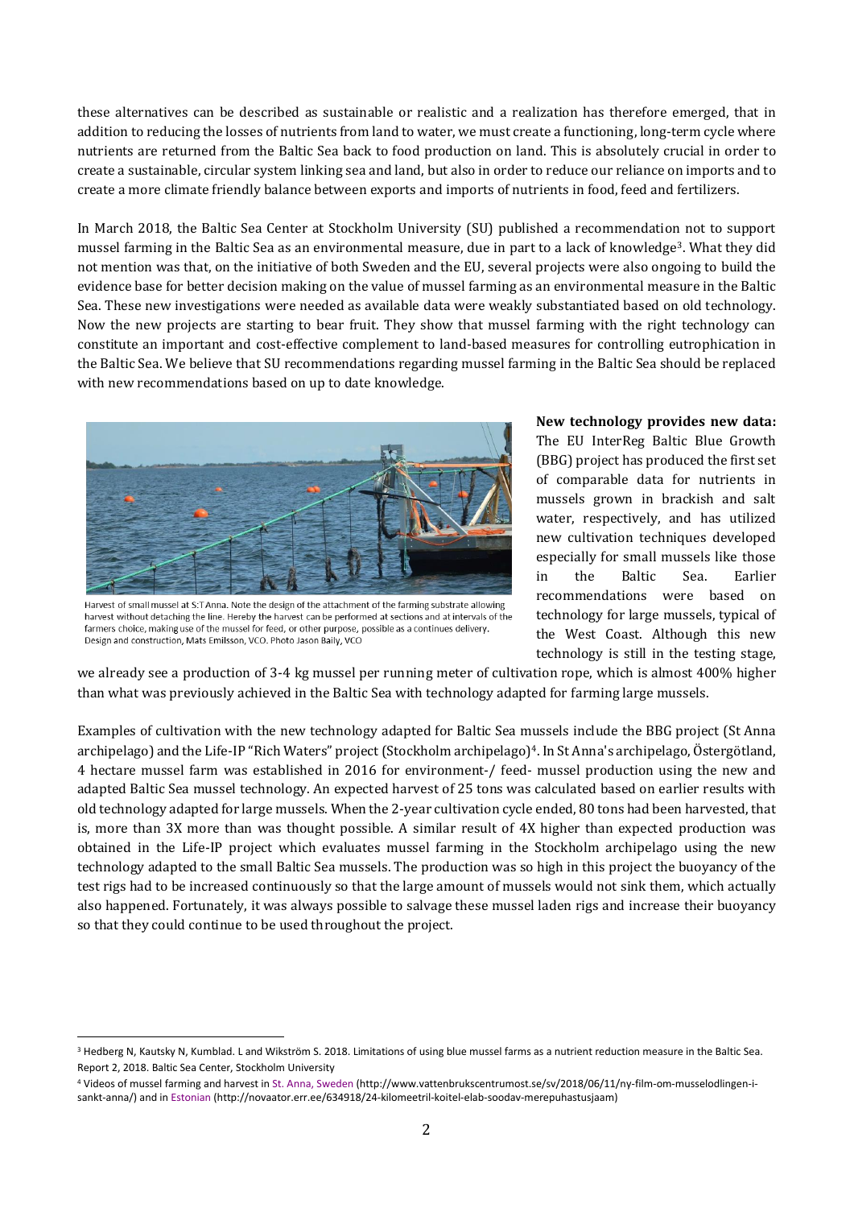these alternatives can be described as sustainable or realistic and a realization has therefore emerged, that in addition to reducing the losses of nutrients from land to water, we must create a functioning, long-term cycle where nutrients are returned from the Baltic Sea back to food production on land. This is absolutely crucial in order to create a sustainable, circular system linking sea and land, but also in order to reduce our reliance on imports and to create a more climate friendly balance between exports and imports of nutrients in food, feed and fertilizers.

In March 2018, the Baltic Sea Center at Stockholm University (SU) published a recommendation not to support mussel farming in the Baltic Sea as an environmental measure, due in part to a lack of knowledge[3]. What they did not mention was that, on the initiative of both Sweden and the EU, several projects were also ongoing to build the evidence base for better decision making on the value of mussel farming as an environmental measure in the Baltic Sea. These new investigations were needed as available data were weakly substantiated based on old technology. Now the new projects are starting to bear fruit. They show that mussel farming with the right technology can constitute an important and cost-effective complement to land-based measures for controlling eutrophication in the Baltic Sea. We believe that SU recommendations regarding mussel farming in the Baltic Sea should be replaced with new recommendations based on up to date knowledge.

Harvest of small mussel at S:T Anna. Note the design of the attachment of the farming substrate allowing harvest without detaching the line. Hereby the harvest can be performed at sections and at intervals of the farmers choice, making use of the mussel for feed, or other purpose, possible as a continues delivery. Design and construction, Mats Emilsson, VCO. Photo Jason Baily, VCO

**New technology provides new data:** The EU InterReg Baltic Blue Growth (BBG) project has produced the first set of comparable data for nutrients in mussels grown in brackish and salt water, respectively, and has utilized new cultivation techniques developed especially for small mussels like those in the Baltic Sea. Earlier recommendations were based on technology for large mussels, typical of the West Coast. Although this new technology is still in the testing stage, we already see a production of 3-4 kg mussel per running meter of cultivation rope, which is almost 400% higher than what was previously achieved in the Baltic Sea with technology adapted for farming large mussels.

Examples of cultivation with the new technology adapted for Baltic Sea mussels include the BBG project (St Anna archipelago) and the Life-IP "Rich Waters" project (Stockholm archipelago)[4]. In St Anna's archipelago, Östergötland, 4 hectare mussel farm was established in 2016 for environment-/ feed- mussel production using the new and adapted Baltic Sea mussel technology. An expected harvest of 25 tons was calculated based on earlier results with old technology adapted for large mussels. When the 2-year cultivation cycle ended, 80 tons had been harvested, that is, more than 3X more than was thought possible. A similar result of 4X higher than expected production was obtained in the Life-IP project which evaluates mussel farming in the Stockholm archipelago using the new technology adapted to the small Baltic Sea mussels. The production was so high in this project the buoyancy of the test rigs had to be increased continuously so that the large amount of mussels would not sink them, which actually also happened. Fortunately, it was always possible to salvage these mussel laden rigs and increase their buoyancy so that they could continue to be used throughout the project.

---

[3] Hedberg N, Kautsky N, Kumblad. L and Wikström S. 2018. Limitations of using blue mussel farms as a nutrient reduction measure in the Baltic Sea. Report 2, 2018. Baltic Sea Center, Stockholm University

[4] Videos of mussel farming and harvest in St. Anna, Sweden (http://www.vattenbrukscentrumost.se/sv/2018/06/11/ny-film-om-musselodlingen-i-sankt-anna/) and in Estonian (http://novaator.err.ee/634918/24-kilomeetril-koitel-elab-soodav-merepuhastusjaam)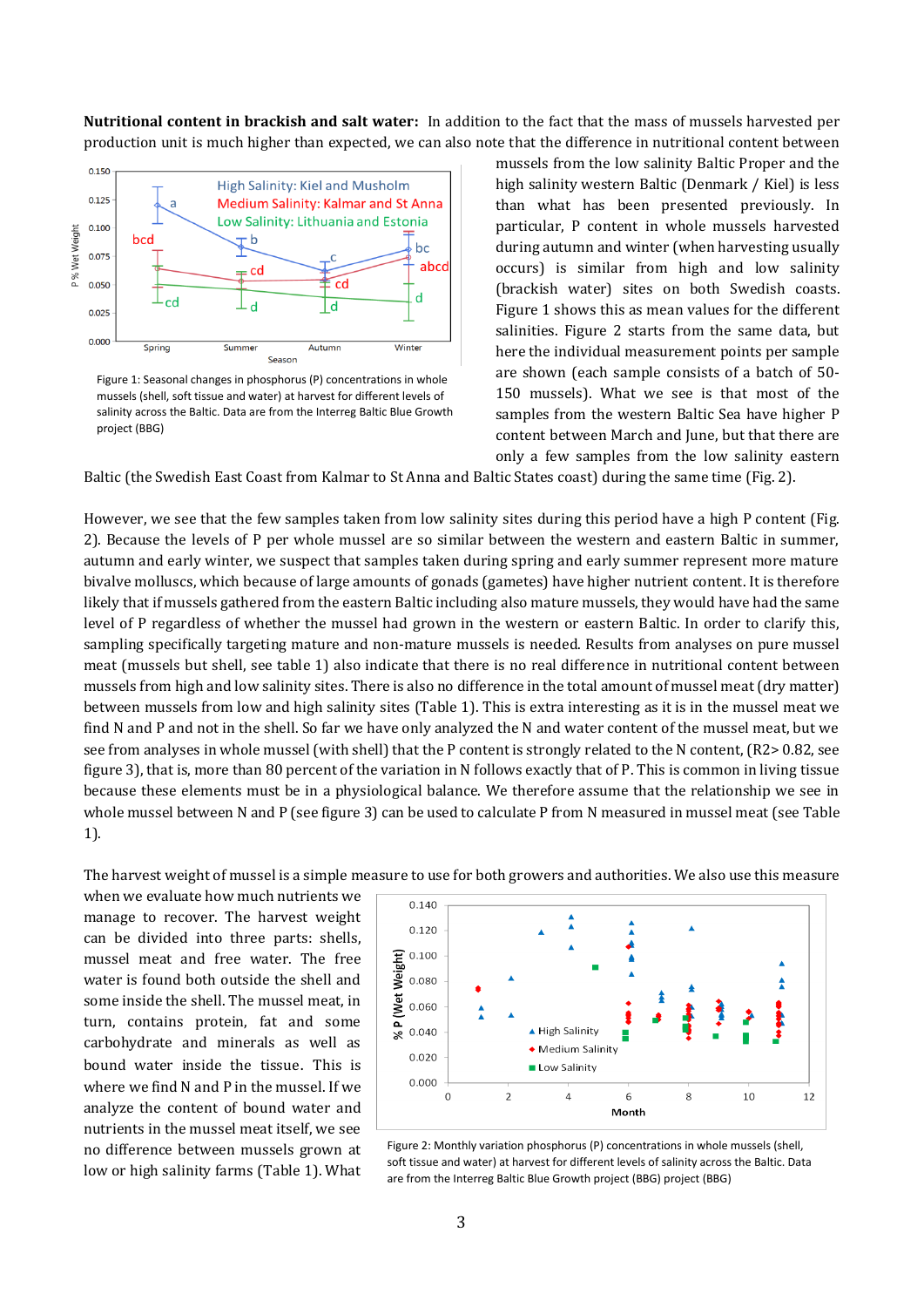**Nutritional content in brackish and salt water:** In addition to the fact that the mass of mussels harvested per production unit is much higher than expected, we can also note that the difference in nutritional content between mussels from the low salinity Baltic Proper and the high salinity western Baltic (Denmark / Kiel) is less than what has been presented previously. In particular, P content in whole mussels harvested during autumn and winter (when harvesting usually occurs) is similar from high and low salinity (brackish water) sites on both Swedish coasts. Figure 1 shows this as mean values for the different salinities. Figure 2 starts from the same data, but here the individual measurement points per sample are shown (each sample consists of a batch of 50-150 mussels). What we see is that most of the samples from the western Baltic Sea have higher P content between March and June, but that there are only a few samples from the low salinity eastern Baltic (the Swedish East Coast from Kalmar to St Anna and Baltic States coast) during the same time (Fig. 2).

Figure 1: Seasonal changes in phosphorus (P) concentrations in whole mussels (shell, soft tissue and water) at harvest for different levels of salinity across the Baltic. Data are from the Interreg Baltic Blue Growth project (BBG)

However, we see that the few samples taken from low salinity sites during this period have a high P content (Fig. 2). Because the levels of P per whole mussel are so similar between the western and eastern Baltic in summer, autumn and early winter, we suspect that samples taken during spring and early summer represent more mature bivalve molluscs, which because of large amounts of gonads (gametes) have higher nutrient content. It is therefore likely that if mussels gathered from the eastern Baltic including also mature mussels, they would have had the same level of P regardless of whether the mussel had grown in the western or eastern Baltic. In order to clarify this, sampling specifically targeting mature and non-mature mussels is needed. Results from analyses on pure mussel meat (mussels but shell, see table 1) also indicate that there is no real difference in nutritional content between mussels from high and low salinity sites. There is also no difference in the total amount of mussel meat (dry matter) between mussels from low and high salinity sites (Table 1). This is extra interesting as it is in the mussel meat we find N and P and not in the shell. So far we have only analyzed the N and water content of the mussel meat, but we see from analyses in whole mussel (with shell) that the P content is strongly related to the N content, ($R^2$> 0.82, see figure 3), that is, more than 80 percent of the variation in N follows exactly that of P. This is common in living tissue because these elements must be in a physiological balance. We therefore assume that the relationship we see in whole mussel between N and P (see figure 3) can be used to calculate P from N measured in mussel meat (see Table 1).

The harvest weight of mussel is a simple measure to use for both growers and authorities. We also use this measure when we evaluate how much nutrients we manage to recover. The harvest weight can be divided into three parts: shells, mussel meat and free water. The free water is found both outside the shell and some inside the shell. The mussel meat, in turn, contains protein, fat and some carbohydrate and minerals as well as bound water inside the tissue. This is where we find N and P in the mussel. If we analyze the content of bound water and nutrients in the mussel meat itself, we see no difference between mussels grown at low or high salinity farms (Table 1). What

Figure 2: Monthly variation phosphorus (P) concentrations in whole mussels (shell, soft tissue and water) at harvest for different levels of salinity across the Baltic. Data are from the Interreg Baltic Blue Growth project (BBG)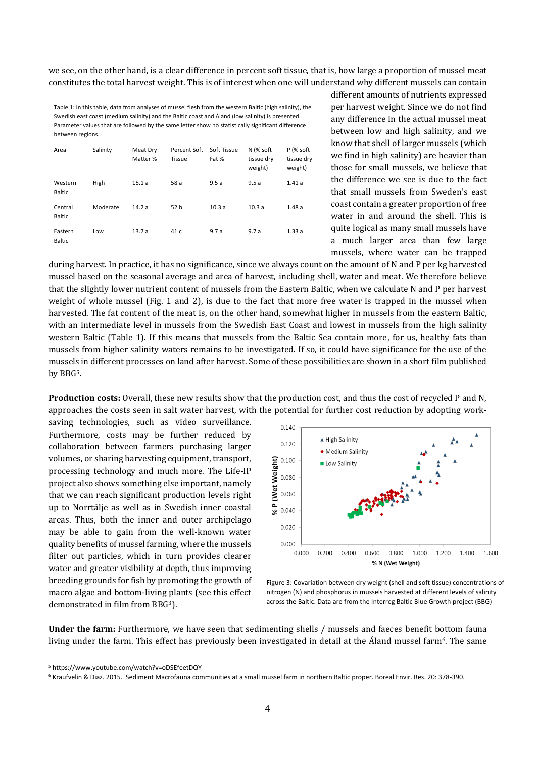we see, on the other hand, is a clear difference in percent soft tissue, that is, how large a proportion of mussel meat constitutes the total harvest weight. This is of interest when one will understand why different mussels can contain different amounts of nutrients expressed per harvest weight. Since we do not find any difference in the actual mussel meat between low and high salinity, and we know that shell of larger mussels (which we find in high salinity) are heavier than those for small mussels, we believe that the difference we see is due to the fact that small mussels from Sweden's east coast contain a greater proportion of free water in and around the shell. This is quite logical as many small mussels have a much larger area than few large mussels, where water can be trapped during harvest. In practice, it has no significance, since we always count on the amount of N and P per kg harvested mussel based on the seasonal average and area of harvest, including shell, water and meat. We therefore believe that the slightly lower nutrient content of mussels from the Eastern Baltic, when we calculate N and P per harvest weight of whole mussel (Fig. 1 and 2), is due to the fact that more free water is trapped in the mussel when harvested. The fat content of the meat is, on the other hand, somewhat higher in mussels from the eastern Baltic, with an intermediate level in mussels from the Swedish East Coast and lowest in mussels from the high salinity western Baltic (Table 1). If this means that mussels from the Baltic Sea contain more, for us, healthy fats than mussels from higher salinity waters remains to be investigated. If so, it could have significance for the use of the mussels in different processes on land after harvest. Some of these possibilities are shown in a short film published by BBG[5].

Table 1: In this table, data from analyses of mussel flesh from the western Baltic (high salinity), the Swedish east coast (medium salinity) and the Baltic coast and Åland (low salinity) is presented. Parameter values that are followed by the same letter show no statistically significant difference between regions.

| Area | Salinity | Meat Dry Matter % | Percent Soft Tissue | Soft Tissue Fat % | N (% soft tissue dry weight) | P (% soft tissue dry weight) |
|---|---|---|---|---|---|---|
| Western Baltic | High | 15.1 a | 58 a | 9.5 a | 9.5 a | 1.41 a |
| Central Baltic | Moderate | 14.2 a | 52 b | 10.3 a | 10.3 a | 1.48 a |
| Eastern Baltic | Low | 13.7 a | 41 c | 9.7 a | 9.7 a | 1.33 a |

**Production costs:** Overall, these new results show that the production cost, and thus the cost of recycled P and N, approaches the costs seen in salt water harvest, with the potential for further cost reduction by adopting work-saving technologies, such as video surveillance. Furthermore, costs may be further reduced by collaboration between farmers purchasing larger volumes, or sharing harvesting equipment, transport, processing technology and much more. The Life-IP project also shows something else important, namely that we can reach significant production levels right up to Norrtälje as well as in Swedish inner coastal areas. Thus, both the inner and outer archipelago may be able to gain from the well-known water quality benefits of mussel farming, where the mussels filter out particles, which in turn provides clearer water and greater visibility at depth, thus improving breeding grounds for fish by promoting the growth of macro algae and bottom-living plants (see this effect demonstrated in film from BBG[3]).

Figure 3: Covariation between dry weight (shell and soft tissue) concentrations of nitrogen (N) and phosphorus in mussels harvested at different levels of salinity across the Baltic. Data are from the Interreg Baltic Blue Growth project (BBG)

**Under the farm:** Furthermore, we have seen that sedimenting shells / mussels and faeces benefit bottom fauna living under the farm. This effect has previously been investigated in detail at the Åland mussel farm[6]. The same

[5] https://www.youtube.com/watch?v=oDSEfeetDQY

[6] Kraufvelin & Diaz. 2015. Sediment Macrofauna communities at a small mussel farm in northern Baltic proper. Boreal Envir. Res. 20: 378-390.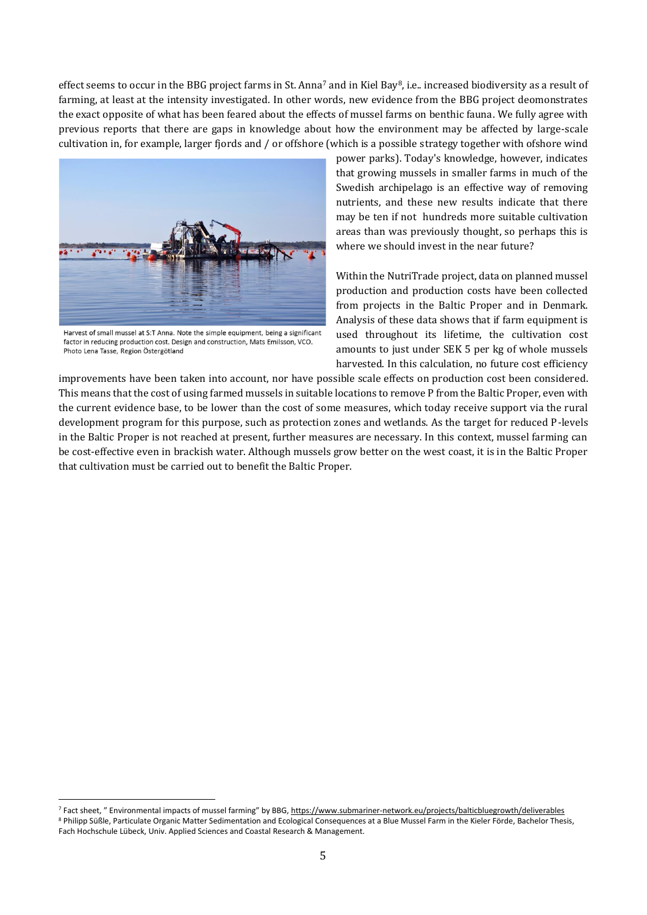effect seems to occur in the BBG project farms in St. Anna[7] and in Kiel Bay[8], i.e.. increased biodiversity as a result of farming, at least at the intensity investigated. In other words, new evidence from the BBG project deomonstrates the exact opposite of what has been feared about the effects of mussel farms on benthic fauna. We fully agree with previous reports that there are gaps in knowledge about how the environment may be affected by large-scale cultivation in, for example, larger fjords and / or offshore (which is a possible strategy together with ofshore wind power parks). Today's knowledge, however, indicates that growing mussels in smaller farms in much of the Swedish archipelago is an effective way of removing nutrients, and these new results indicate that there may be ten if not hundreds more suitable cultivation areas than was previously thought, so perhaps this is where we should invest in the near future?

Harvest of small mussel at S:T Anna. Note the simple equipment, being a significant factor in reducing production cost. Design and construction, Mats Emilsson, VCO. Photo Lena Tasse, Region Östergötland

Within the NutriTrade project, data on planned mussel production and production costs have been collected from projects in the Baltic Proper and in Denmark. Analysis of these data shows that if farm equipment is used throughout its lifetime, the cultivation cost amounts to just under SEK 5 per kg of whole mussels harvested. In this calculation, no future cost efficiency improvements have been taken into account, nor have possible scale effects on production cost been considered. This means that the cost of using farmed mussels in suitable locations to remove P from the Baltic Proper, even with the current evidence base, to be lower than the cost of some measures, which today receive support via the rural development program for this purpose, such as protection zones and wetlands. As the target for reduced P-levels in the Baltic Proper is not reached at present, further measures are necessary. In this context, mussel farming can be cost-effective even in brackish water. Although mussels grow better on the west coast, it is in the Baltic Proper that cultivation must be carried out to benefit the Baltic Proper.

---

[7] Fact sheet, " Environmental impacts of mussel farming" by BBG, https://www.submariner-network.eu/projects/balticbluegrowth/deliverables

[8] Philipp Süßle, Particulate Organic Matter Sedimentation and Ecological Consequences at a Blue Mussel Farm in the Kieler Förde, Bachelor Thesis, Fach Hochschule Lübeck, Univ. Applied Sciences and Coastal Research & Management.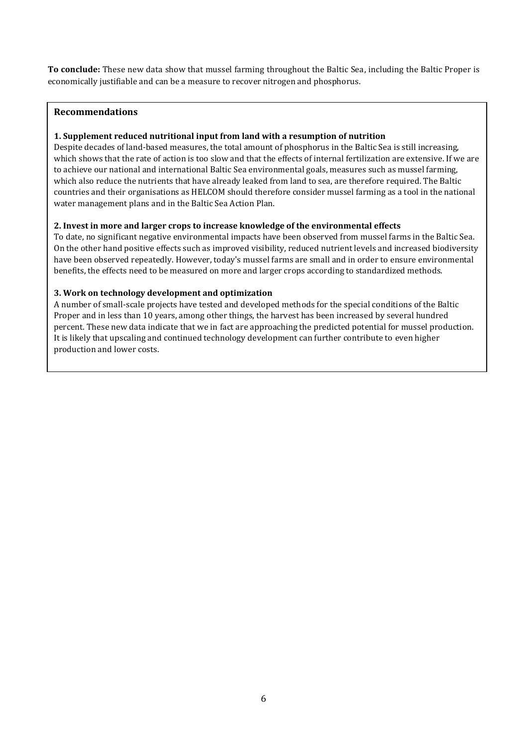**To conclude:** These new data show that mussel farming throughout the Baltic Sea, including the Baltic Proper is economically justifiable and can be a measure to recover nitrogen and phosphorus.

## Recommendations

**1. Supplement reduced nutritional input from land with a resumption of nutrition**

Despite decades of land-based measures, the total amount of phosphorus in the Baltic Sea is still increasing, which shows that the rate of action is too slow and that the effects of internal fertilization are extensive. If we are to achieve our national and international Baltic Sea environmental goals, measures such as mussel farming, which also reduce the nutrients that have already leaked from land to sea, are therefore required. The Baltic countries and their organisations as HELCOM should therefore consider mussel farming as a tool in the national water management plans and in the Baltic Sea Action Plan.

**2. Invest in more and larger crops to increase knowledge of the environmental effects**

To date, no significant negative environmental impacts have been observed from mussel farms in the Baltic Sea. On the other hand positive effects such as improved visibility, reduced nutrient levels and increased biodiversity have been observed repeatedly. However, today's mussel farms are small and in order to ensure environmental benefits, the effects need to be measured on more and larger crops according to standardized methods.

**3. Work on technology development and optimization**

A number of small-scale projects have tested and developed methods for the special conditions of the Baltic Proper and in less than 10 years, among other things, the harvest has been increased by several hundred percent. These new data indicate that we in fact are approaching the predicted potential for mussel production. It is likely that upscaling and continued technology development can further contribute to even higher production and lower costs.